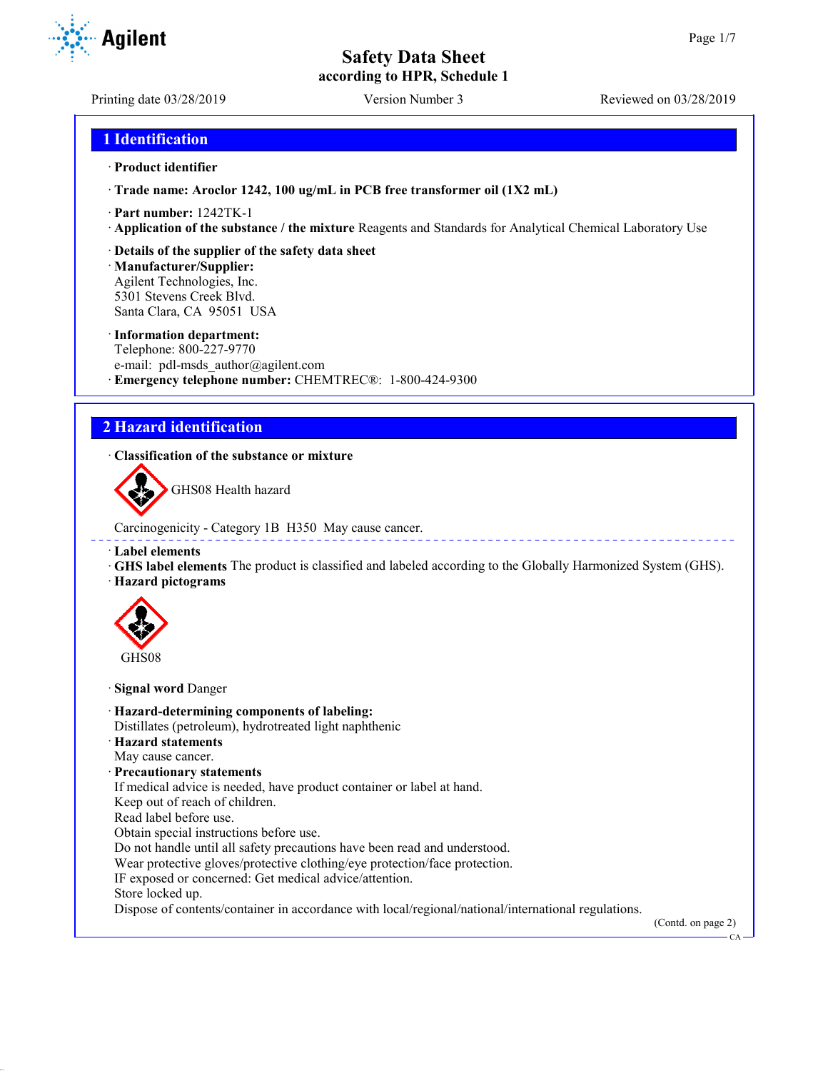# Safety Data Sheet
## according to HPR, Schedule 1

Printing date 03/28/2019 | Version Number 3 | Reviewed on 03/28/2019

## 1 Identification

· **Product identifier**

· **Trade name: Aroclor 1242, 100 ug/mL in PCB free transformer oil (1X2 mL)**

· **Part number:** 1242TK-1
· **Application of the substance / the mixture** Reagents and Standards for Analytical Chemical Laboratory Use

· **Details of the supplier of the safety data sheet**
· **Manufacturer/Supplier:**
Agilent Technologies, Inc.
5301 Stevens Creek Blvd.
Santa Clara, CA 95051 USA

· **Information department:**
Telephone: 800-227-9770
e-mail: pdl-msds_author@agilent.com
· **Emergency telephone number:** CHEMTREC®: 1-800-424-9300

## 2 Hazard identification

· **Classification of the substance or mixture**

GHS08 Health hazard

Carcinogenicity - Category 1B H350 May cause cancer.

· **Label elements**
· **GHS label elements** The product is classified and labeled according to the Globally Harmonized System (GHS).
· **Hazard pictograms**

GHS08

· **Signal word** Danger

· **Hazard-determining components of labeling:**
Distillates (petroleum), hydrotreated light naphthenic
· **Hazard statements**
May cause cancer.
· **Precautionary statements**
If medical advice is needed, have product container or label at hand.
Keep out of reach of children.
Read label before use.
Obtain special instructions before use.
Do not handle until all safety precautions have been read and understood.
Wear protective gloves/protective clothing/eye protection/face protection.
IF exposed or concerned: Get medical advice/attention.
Store locked up.
Dispose of contents/container in accordance with local/regional/national/international regulations.

(Contd. on page 2)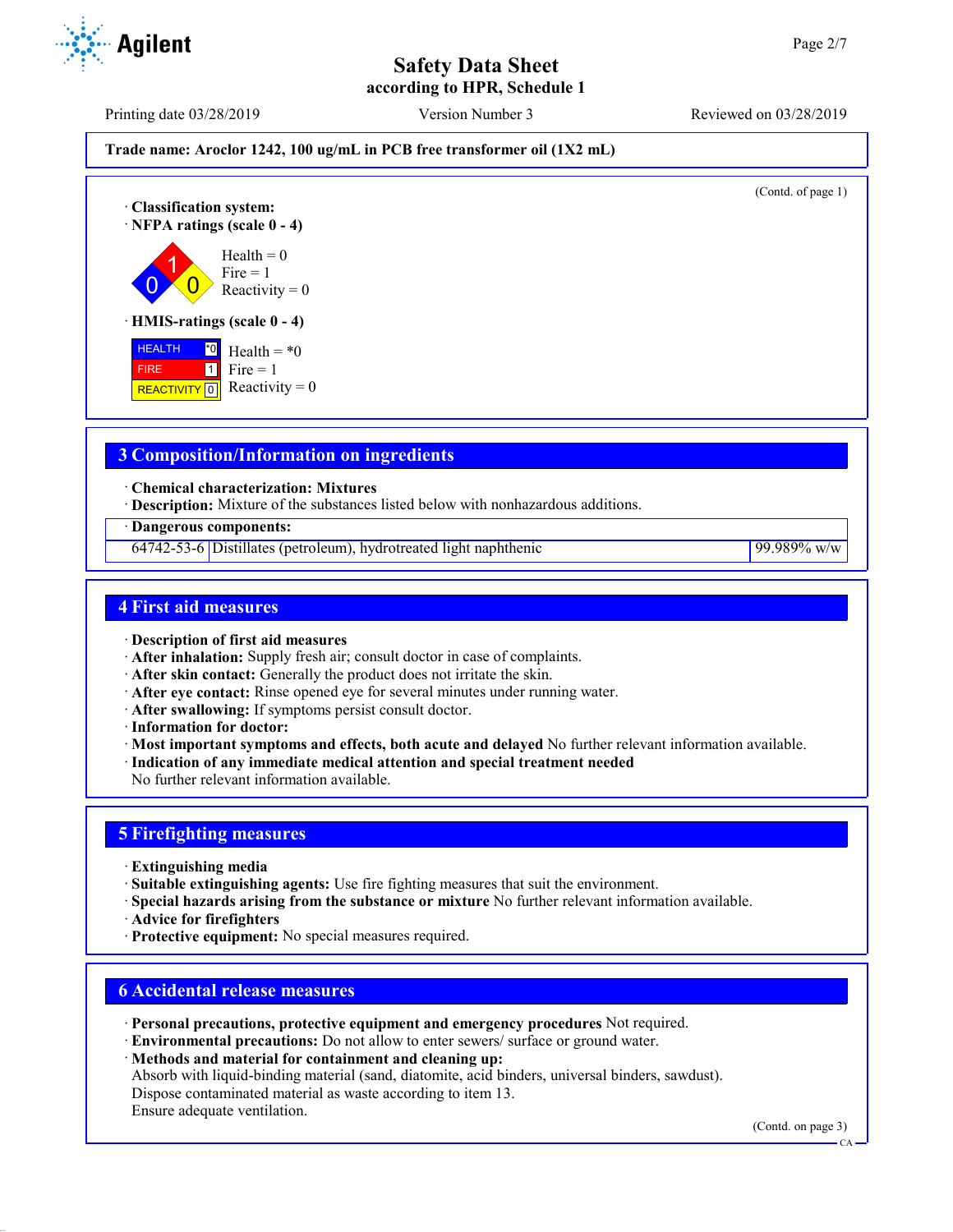**Trade name: Aroclor 1242, 100 ug/mL in PCB free transformer oil (1X2 mL)**

(Contd. of page 1)

· **Classification system:**

· **NFPA ratings (scale 0 - 4)**

Health = 0
Fire = 1
Reactivity = 0

· **HMIS-ratings (scale 0 - 4)**

| | | |
|---|---|---|
| HEALTH | *0 | Health = *0 |
| FIRE | 1 | Fire = 1 |
| REACTIVITY | 0 | Reactivity = 0 |

## 3 Composition/Information on ingredients

· **Chemical characterization: Mixtures**
· **Description:** Mixture of the substances listed below with nonhazardous additions.

| · **Dangerous components:** | | |
|---|---|---|
| 64742-53-6 | Distillates (petroleum), hydrotreated light naphthenic | 99.989% w/w |

## 4 First aid measures

· **Description of first aid measures**
· **After inhalation:** Supply fresh air; consult doctor in case of complaints.
· **After skin contact:** Generally the product does not irritate the skin.
· **After eye contact:** Rinse opened eye for several minutes under running water.
· **After swallowing:** If symptoms persist consult doctor.
· **Information for doctor:**
· **Most important symptoms and effects, both acute and delayed** No further relevant information available.
· **Indication of any immediate medical attention and special treatment needed**
No further relevant information available.

## 5 Firefighting measures

· **Extinguishing media**
· **Suitable extinguishing agents:** Use fire fighting measures that suit the environment.
· **Special hazards arising from the substance or mixture** No further relevant information available.
· **Advice for firefighters**
· **Protective equipment:** No special measures required.

## 6 Accidental release measures

· **Personal precautions, protective equipment and emergency procedures** Not required.
· **Environmental precautions:** Do not allow to enter sewers/ surface or ground water.
· **Methods and material for containment and cleaning up:**
Absorb with liquid-binding material (sand, diatomite, acid binders, universal binders, sawdust).
Dispose contaminated material as waste according to item 13.
Ensure adequate ventilation.

(Contd. on page 3)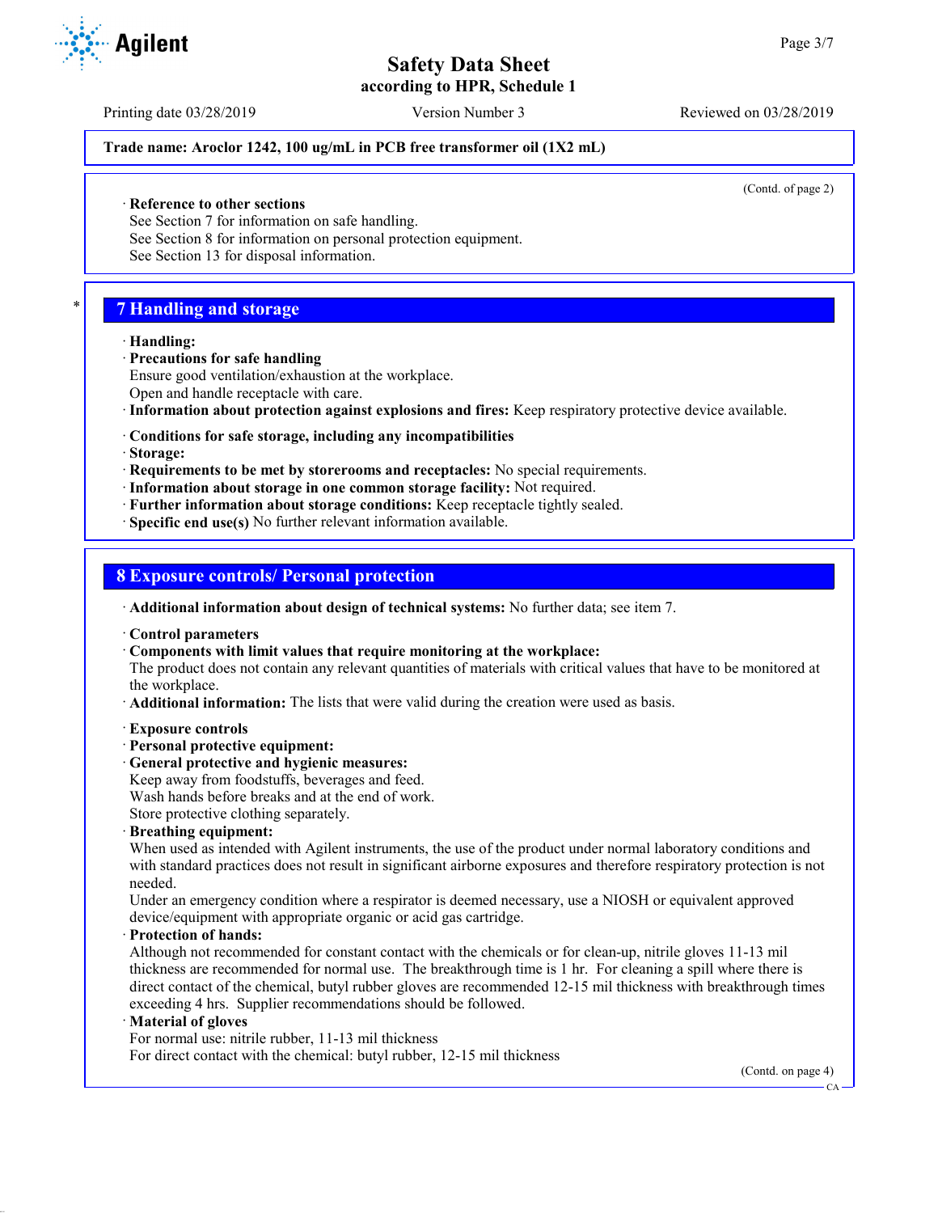**Trade name: Aroclor 1242, 100 ug/mL in PCB free transformer oil (1X2 mL)**

(Contd. of page 2)

· **Reference to other sections**
See Section 7 for information on safe handling.
See Section 8 for information on personal protection equipment.
See Section 13 for disposal information.

## 7 Handling and storage

· **Handling:**
· **Precautions for safe handling**
Ensure good ventilation/exhaustion at the workplace.
Open and handle receptacle with care.
· **Information about protection against explosions and fires:** Keep respiratory protective device available.

· **Conditions for safe storage, including any incompatibilities**
· **Storage:**
· **Requirements to be met by storerooms and receptacles:** No special requirements.
· **Information about storage in one common storage facility:** Not required.
· **Further information about storage conditions:** Keep receptacle tightly sealed.
· **Specific end use(s)** No further relevant information available.

## 8 Exposure controls/ Personal protection

· **Additional information about design of technical systems:** No further data; see item 7.

· **Control parameters**
· **Components with limit values that require monitoring at the workplace:**
The product does not contain any relevant quantities of materials with critical values that have to be monitored at the workplace.
· **Additional information:** The lists that were valid during the creation were used as basis.

· **Exposure controls**
· **Personal protective equipment:**
· **General protective and hygienic measures:**
Keep away from foodstuffs, beverages and feed.
Wash hands before breaks and at the end of work.
Store protective clothing separately.
· **Breathing equipment:**
When used as intended with Agilent instruments, the use of the product under normal laboratory conditions and with standard practices does not result in significant airborne exposures and therefore respiratory protection is not needed.
Under an emergency condition where a respirator is deemed necessary, use a NIOSH or equivalent approved device/equipment with appropriate organic or acid gas cartridge.
· **Protection of hands:**
Although not recommended for constant contact with the chemicals or for clean-up, nitrile gloves 11-13 mil thickness are recommended for normal use. The breakthrough time is 1 hr. For cleaning a spill where there is direct contact of the chemical, butyl rubber gloves are recommended 12-15 mil thickness with breakthrough times exceeding 4 hrs. Supplier recommendations should be followed.
· **Material of gloves**
For normal use: nitrile rubber, 11-13 mil thickness
For direct contact with the chemical: butyl rubber, 12-15 mil thickness

(Contd. on page 4)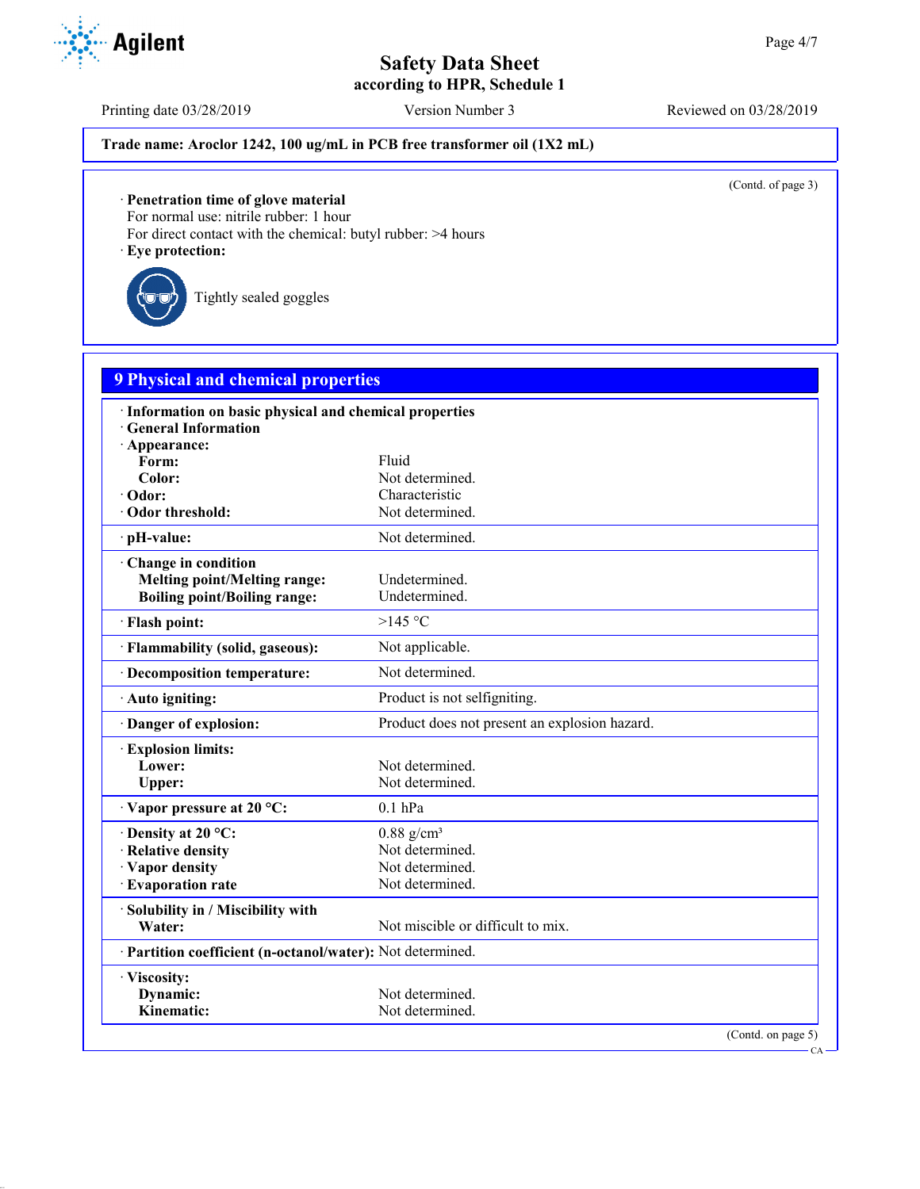Trade name: Aroclor 1242, 100 ug/mL in PCB free transformer oil (1X2 mL)

(Contd. of page 3)

· **Penetration time of glove material**
For normal use: nitrile rubber: 1 hour
For direct contact with the chemical: butyl rubber: >4 hours

· **Eye protection:**

Tightly sealed goggles

## 9 Physical and chemical properties

· **Information on basic physical and chemical properties**
· **General Information**

| | |
|---|---|
| · **Appearance:** | |
| **Form:** | Fluid |
| **Color:** | Not determined. |
| · **Odor:** | Characteristic |
| · **Odor threshold:** | Not determined. |
| · **pH-value:** | Not determined. |
| · **Change in condition** | |
| **Melting point/Melting range:** | Undetermined. |
| **Boiling point/Boiling range:** | Undetermined. |
| · **Flash point:** | >145 °C |
| · **Flammability (solid, gaseous):** | Not applicable. |
| · **Decomposition temperature:** | Not determined. |
| · **Auto igniting:** | Product is not selfigniting. |
| · **Danger of explosion:** | Product does not present an explosion hazard. |
| · **Explosion limits:** | |
| **Lower:** | Not determined. |
| **Upper:** | Not determined. |
| · **Vapor pressure at 20 °C:** | 0.1 hPa |
| · **Density at 20 °C:** | 0.88 g/cm³ |
| · **Relative density** | Not determined. |
| · **Vapor density** | Not determined. |
| · **Evaporation rate** | Not determined. |
| · **Solubility in / Miscibility with** | |
| **Water:** | Not miscible or difficult to mix. |
| · **Partition coefficient (n-octanol/water):** | Not determined. |
| · **Viscosity:** | |
| **Dynamic:** | Not determined. |
| **Kinematic:** | Not determined. |

(Contd. on page 5)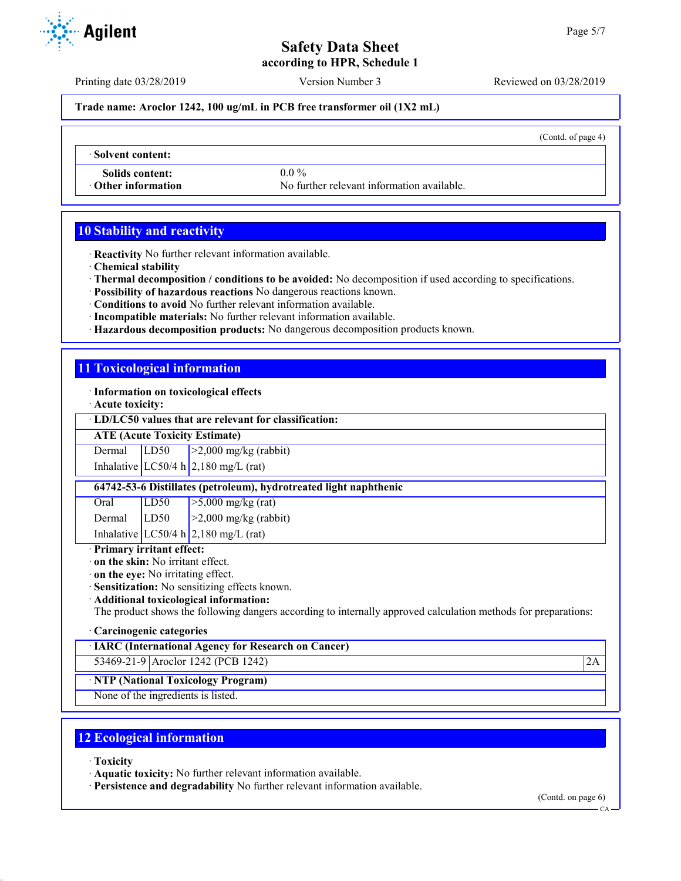**Trade name: Aroclor 1242, 100 ug/mL in PCB free transformer oil (1X2 mL)**

(Contd. of page 4)

· **Solvent content:**

**Solids content:** 0.0 %

· **Other information** No further relevant information available.

## 10 Stability and reactivity

· **Reactivity** No further relevant information available.
· **Chemical stability**
· **Thermal decomposition / conditions to be avoided:** No decomposition if used according to specifications.
· **Possibility of hazardous reactions** No dangerous reactions known.
· **Conditions to avoid** No further relevant information available.
· **Incompatible materials:** No further relevant information available.
· **Hazardous decomposition products:** No dangerous decomposition products known.

## 11 Toxicological information

· **Information on toxicological effects**
· **Acute toxicity:**

· **LD/LC50 values that are relevant for classification:**

| **ATE (Acute Toxicity Estimate)** | | |
|---|---|---|
| Dermal | LD50 | >2,000 mg/kg (rabbit) |
| Inhalative | LC50/4 h | 2,180 mg/L (rat) |

| **64742-53-6 Distillates (petroleum), hydrotreated light naphthenic** | | |
|---|---|---|
| Oral | LD50 | >5,000 mg/kg (rat) |
| Dermal | LD50 | >2,000 mg/kg (rabbit) |
| Inhalative | LC50/4 h | 2,180 mg/L (rat) |

· **Primary irritant effect:**
· **on the skin:** No irritant effect.
· **on the eye:** No irritating effect.
· **Sensitization:** No sensitizing effects known.
· **Additional toxicological information:**
The product shows the following dangers according to internally approved calculation methods for preparations:

· **Carcinogenic categories**

| · **IARC (International Agency for Research on Cancer)** | | |
|---|---|---|
| 53469-21-9 | Aroclor 1242 (PCB 1242) | 2A |

| · **NTP (National Toxicology Program)** |
|---|
| None of the ingredients is listed. |

## 12 Ecological information

· **Toxicity**
· **Aquatic toxicity:** No further relevant information available.
· **Persistence and degradability** No further relevant information available.

(Contd. on page 6)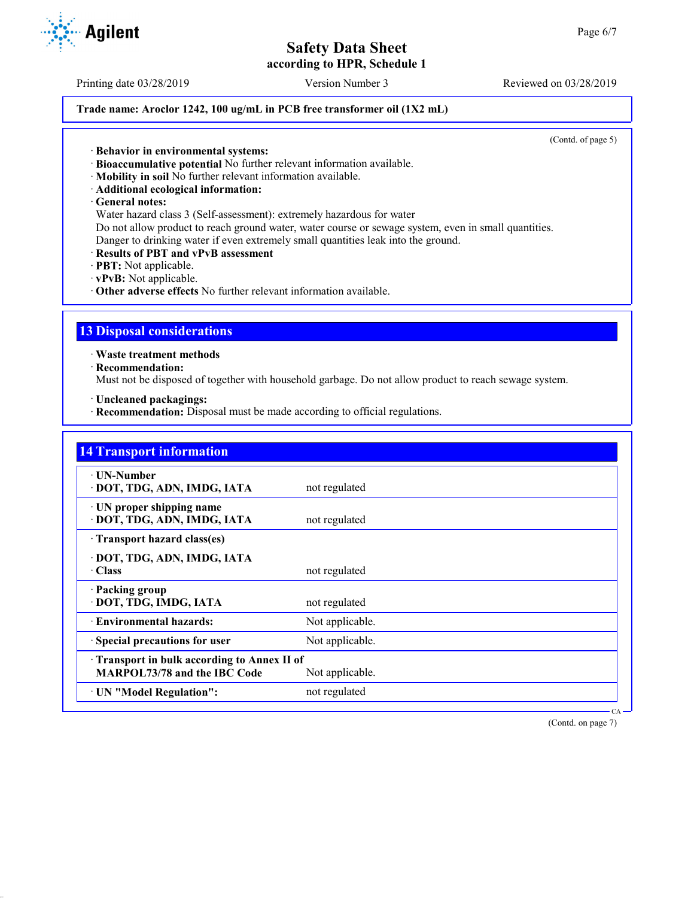**Trade name: Aroclor 1242, 100 ug/mL in PCB free transformer oil (1X2 mL)**

(Contd. of page 5)

· **Behavior in environmental systems:**
· **Bioaccumulative potential** No further relevant information available.
· **Mobility in soil** No further relevant information available.
· **Additional ecological information:**
· **General notes:**
Water hazard class 3 (Self-assessment): extremely hazardous for water
Do not allow product to reach ground water, water course or sewage system, even in small quantities.
Danger to drinking water if even extremely small quantities leak into the ground.
· **Results of PBT and vPvB assessment**
· **PBT:** Not applicable.
· **vPvB:** Not applicable.
· **Other adverse effects** No further relevant information available.

## 13 Disposal considerations

· **Waste treatment methods**
· **Recommendation:**
Must not be disposed of together with household garbage. Do not allow product to reach sewage system.

· **Uncleaned packagings:**
· **Recommendation:** Disposal must be made according to official regulations.

## 14 Transport information

| | |
|---|---|
| · **UN-Number**<br>· **DOT, TDG, ADN, IMDG, IATA** | not regulated |
| · **UN proper shipping name**<br>· **DOT, TDG, ADN, IMDG, IATA** | not regulated |
| · **Transport hazard class(es)**<br>· **DOT, TDG, ADN, IMDG, IATA**<br>· **Class** | not regulated |
| · **Packing group**<br>· **DOT, TDG, IMDG, IATA** | not regulated |
| · **Environmental hazards:** | Not applicable. |
| · **Special precautions for user** | Not applicable. |
| · **Transport in bulk according to Annex II of MARPOL73/78 and the IBC Code** | Not applicable. |
| · **UN "Model Regulation":** | not regulated |

(Contd. on page 7)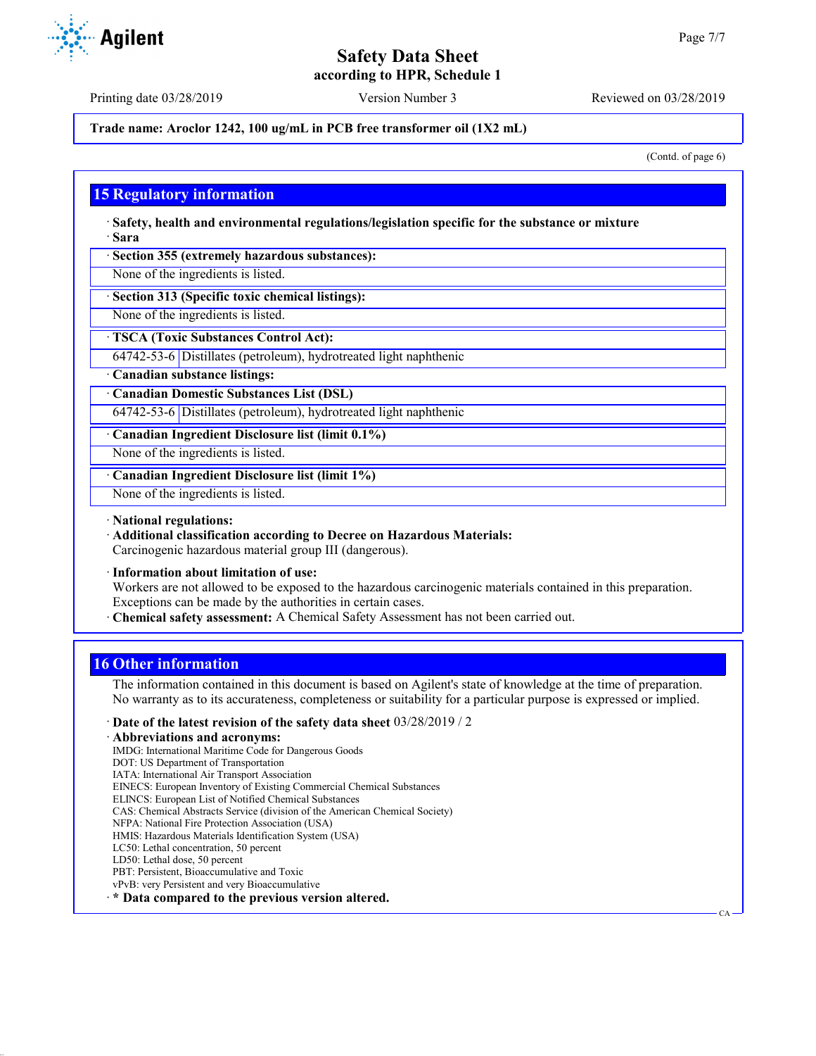**Trade name: Aroclor 1242, 100 ug/mL in PCB free transformer oil (1X2 mL)**

(Contd. of page 6)

## 15 Regulatory information

· **Safety, health and environmental regulations/legislation specific for the substance or mixture**
· **Sara**

· **Section 355 (extremely hazardous substances):**

None of the ingredients is listed.

· **Section 313 (Specific toxic chemical listings):**

None of the ingredients is listed.

· **TSCA (Toxic Substances Control Act):**

| | |
|---|---|
| 64742-53-6 | Distillates (petroleum), hydrotreated light naphthenic |

· **Canadian substance listings:**

· **Canadian Domestic Substances List (DSL)**

| | |
|---|---|
| 64742-53-6 | Distillates (petroleum), hydrotreated light naphthenic |

· **Canadian Ingredient Disclosure list (limit 0.1%)**

None of the ingredients is listed.

· **Canadian Ingredient Disclosure list (limit 1%)**

None of the ingredients is listed.

· **National regulations:**
· **Additional classification according to Decree on Hazardous Materials:**
Carcinogenic hazardous material group III (dangerous).

· **Information about limitation of use:**
Workers are not allowed to be exposed to the hazardous carcinogenic materials contained in this preparation. Exceptions can be made by the authorities in certain cases.
· **Chemical safety assessment:** A Chemical Safety Assessment has not been carried out.

## 16 Other information

The information contained in this document is based on Agilent's state of knowledge at the time of preparation. No warranty as to its accurateness, completeness or suitability for a particular purpose is expressed or implied.

· **Date of the latest revision of the safety data sheet** 03/28/2019 / 2
· **Abbreviations and acronyms:**
IMDG: International Maritime Code for Dangerous Goods
DOT: US Department of Transportation
IATA: International Air Transport Association
EINECS: European Inventory of Existing Commercial Chemical Substances
ELINCS: European List of Notified Chemical Substances
CAS: Chemical Abstracts Service (division of the American Chemical Society)
NFPA: National Fire Protection Association (USA)
HMIS: Hazardous Materials Identification System (USA)
LC50: Lethal concentration, 50 percent
LD50: Lethal dose, 50 percent
PBT: Persistent, Bioaccumulative and Toxic
vPvB: very Persistent and very Bioaccumulative
· **\* Data compared to the previous version altered.**